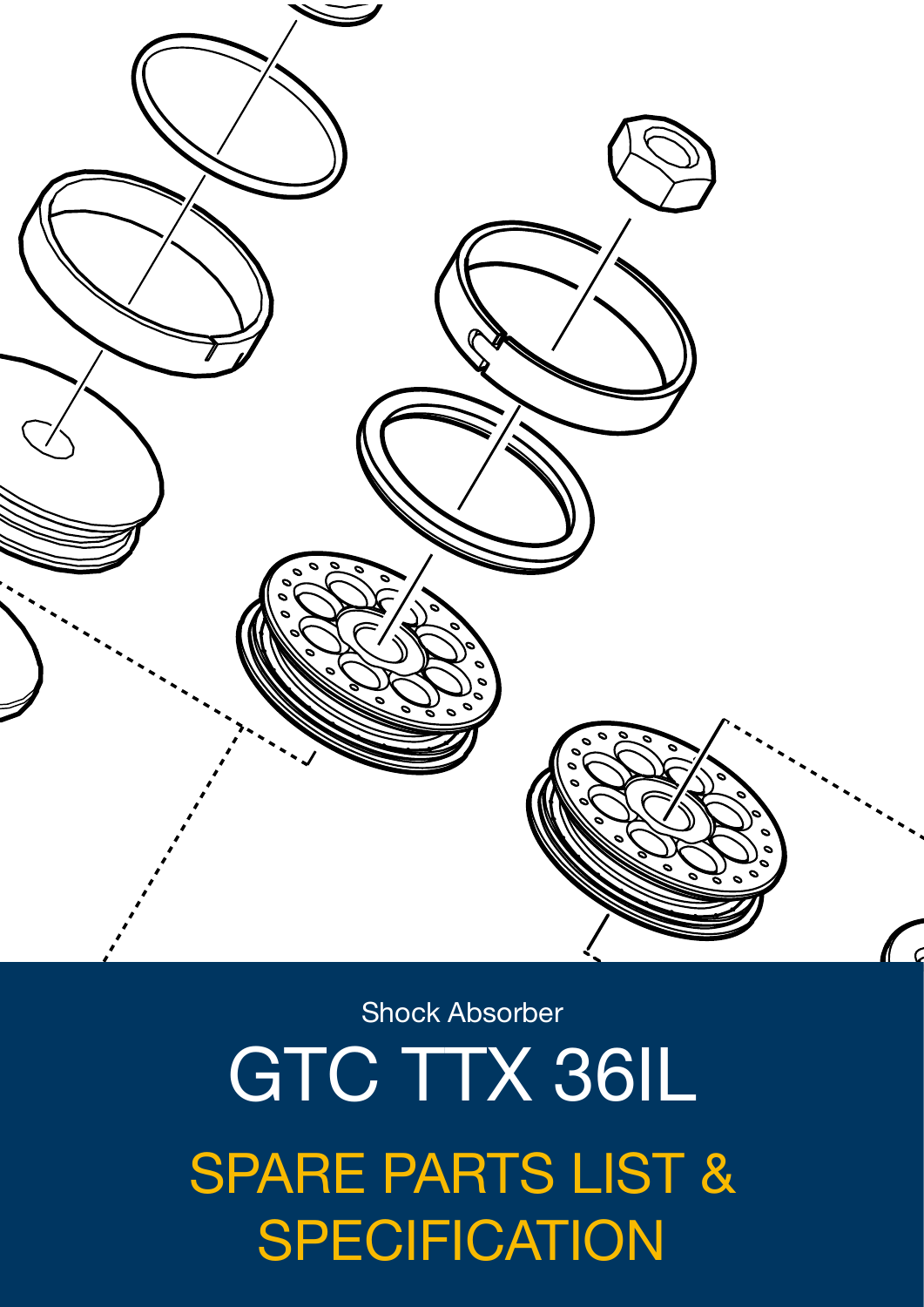Shock Absorber

# GTC TTX 36IL

## SPARE PARTS LIST & SPECIFICATION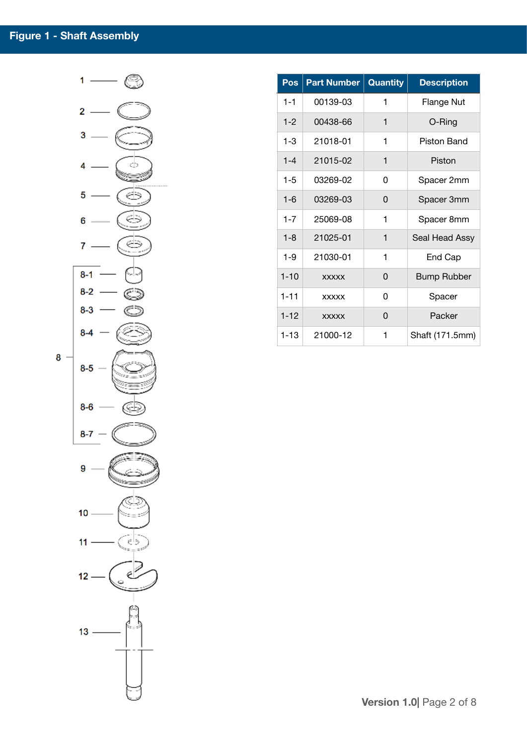## Figure 1 - Shaft Assembly

| Pos | Part Number | Quantity | Description |
|---|---|---|---|
| 1-1 | 00139-03 | 1 | Flange Nut |
| 1-2 | 00438-66 | 1 | O-Ring |
| 1-3 | 21018-01 | 1 | Piston Band |
| 1-4 | 21015-02 | 1 | Piston |
| 1-5 | 03269-02 | 0 | Spacer 2mm |
| 1-6 | 03269-03 | 0 | Spacer 3mm |
| 1-7 | 25069-08 | 1 | Spacer 8mm |
| 1-8 | 21025-01 | 1 | Seal Head Assy |
| 1-9 | 21030-01 | 1 | End Cap |
| 1-10 | xxxxx | 0 | Bump Rubber |
| 1-11 | xxxxx | 0 | Spacer |
| 1-12 | xxxxx | 0 | Packer |
| 1-13 | 21000-12 | 1 | Shaft (171.5mm) |

Version 1.0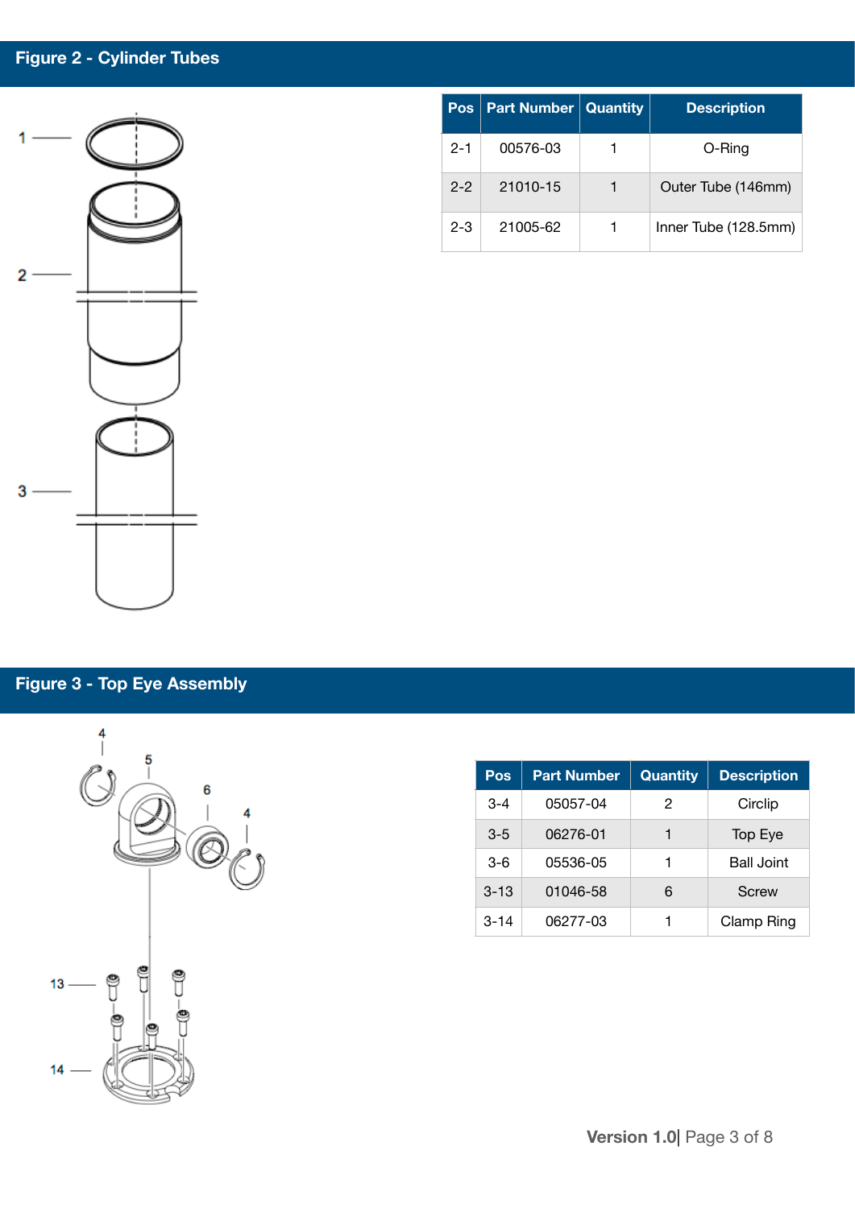## Figure 2 - Cylinder Tubes

| Pos | Part Number | Quantity | Description |
|---|---|---|---|
| 2-1 | 00576-03 | 1 | O-Ring |
| 2-2 | 21010-15 | 1 | Outer Tube (146mm) |
| 2-3 | 21005-62 | 1 | Inner Tube (128.5mm) |

## Figure 3 - Top Eye Assembly

| Pos | Part Number | Quantity | Description |
|---|---|---|---|
| 3-4 | 05057-04 | 2 | Circlip |
| 3-5 | 06276-01 | 1 | Top Eye |
| 3-6 | 05536-05 | 1 | Ball Joint |
| 3-13 | 01046-58 | 6 | Screw |
| 3-14 | 06277-03 | 1 | Clamp Ring |

**Version 1.0**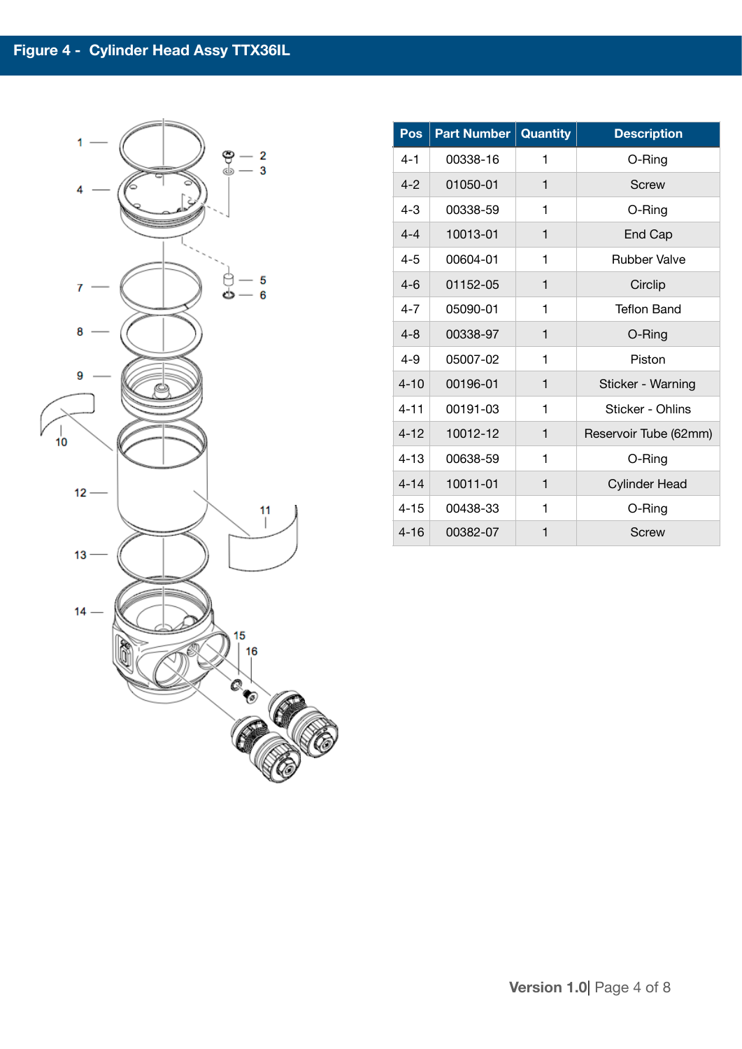## Figure 4 - Cylinder Head Assy TTX36IL

| Pos | Part Number | Quantity | Description |
|---|---|---|---|
| 4-1 | 00338-16 | 1 | O-Ring |
| 4-2 | 01050-01 | 1 | Screw |
| 4-3 | 00338-59 | 1 | O-Ring |
| 4-4 | 10013-01 | 1 | End Cap |
| 4-5 | 00604-01 | 1 | Rubber Valve |
| 4-6 | 01152-05 | 1 | Circlip |
| 4-7 | 05090-01 | 1 | Teflon Band |
| 4-8 | 00338-97 | 1 | O-Ring |
| 4-9 | 05007-02 | 1 | Piston |
| 4-10 | 00196-01 | 1 | Sticker - Warning |
| 4-11 | 00191-03 | 1 | Sticker - Ohlins |
| 4-12 | 10012-12 | 1 | Reservoir Tube (62mm) |
| 4-13 | 00638-59 | 1 | O-Ring |
| 4-14 | 10011-01 | 1 | Cylinder Head |
| 4-15 | 00438-33 | 1 | O-Ring |
| 4-16 | 00382-07 | 1 | Screw |

**Version 1.0**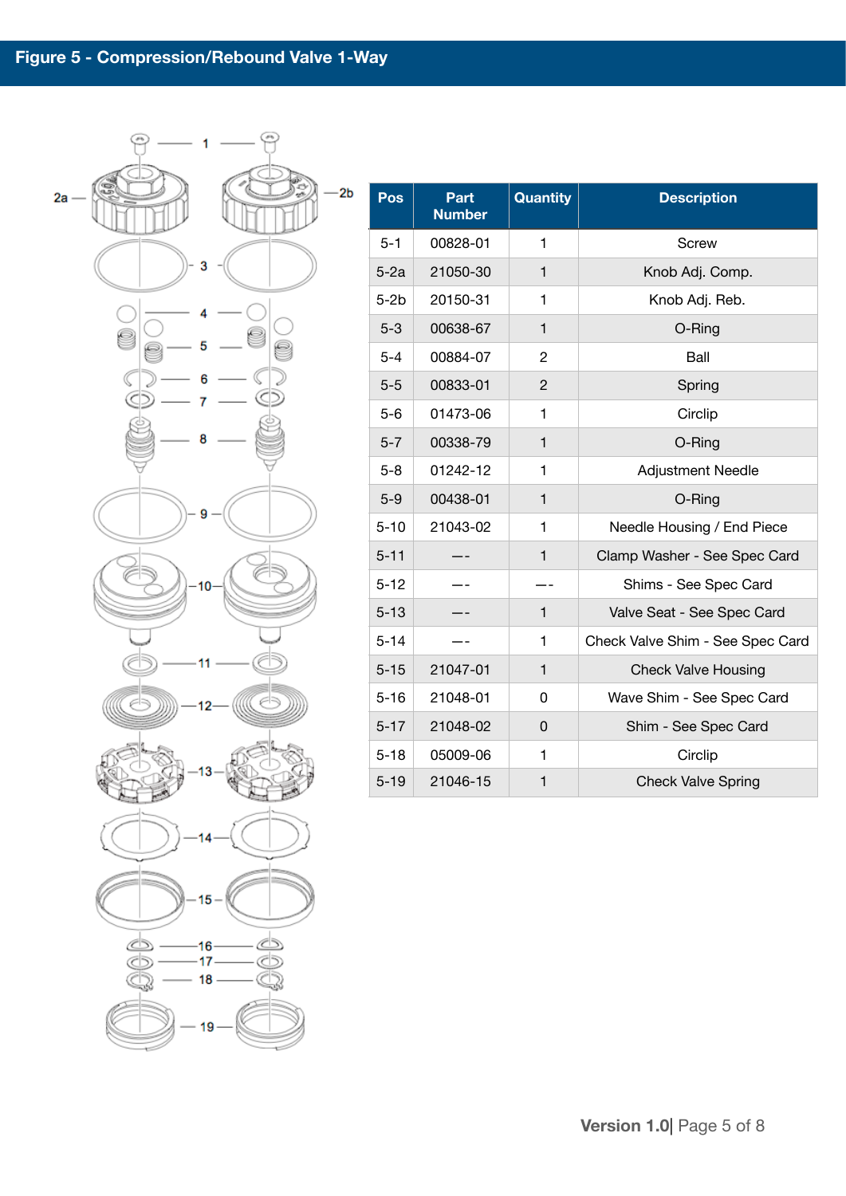## Figure 5 - Compression/Rebound Valve 1-Way

| Pos | Part Number | Quantity | Description |
|---|---|---|---|
| 5-1 | 00828-01 | 1 | Screw |
| 5-2a | 21050-30 | 1 | Knob Adj. Comp. |
| 5-2b | 20150-31 | 1 | Knob Adj. Reb. |
| 5-3 | 00638-67 | 1 | O-Ring |
| 5-4 | 00884-07 | 2 | Ball |
| 5-5 | 00833-01 | 2 | Spring |
| 5-6 | 01473-06 | 1 | Circlip |
| 5-7 | 00338-79 | 1 | O-Ring |
| 5-8 | 01242-12 | 1 | Adjustment Needle |
| 5-9 | 00438-01 | 1 | O-Ring |
| 5-10 | 21043-02 | 1 | Needle Housing / End Piece |
| 5-11 | —- | 1 | Clamp Washer - See Spec Card |
| 5-12 | —- | —- | Shims - See Spec Card |
| 5-13 | —- | 1 | Valve Seat - See Spec Card |
| 5-14 | —- | 1 | Check Valve Shim - See Spec Card |
| 5-15 | 21047-01 | 1 | Check Valve Housing |
| 5-16 | 21048-01 | 0 | Wave Shim - See Spec Card |
| 5-17 | 21048-02 | 0 | Shim - See Spec Card |
| 5-18 | 05009-06 | 1 | Circlip |
| 5-19 | 21046-15 | 1 | Check Valve Spring |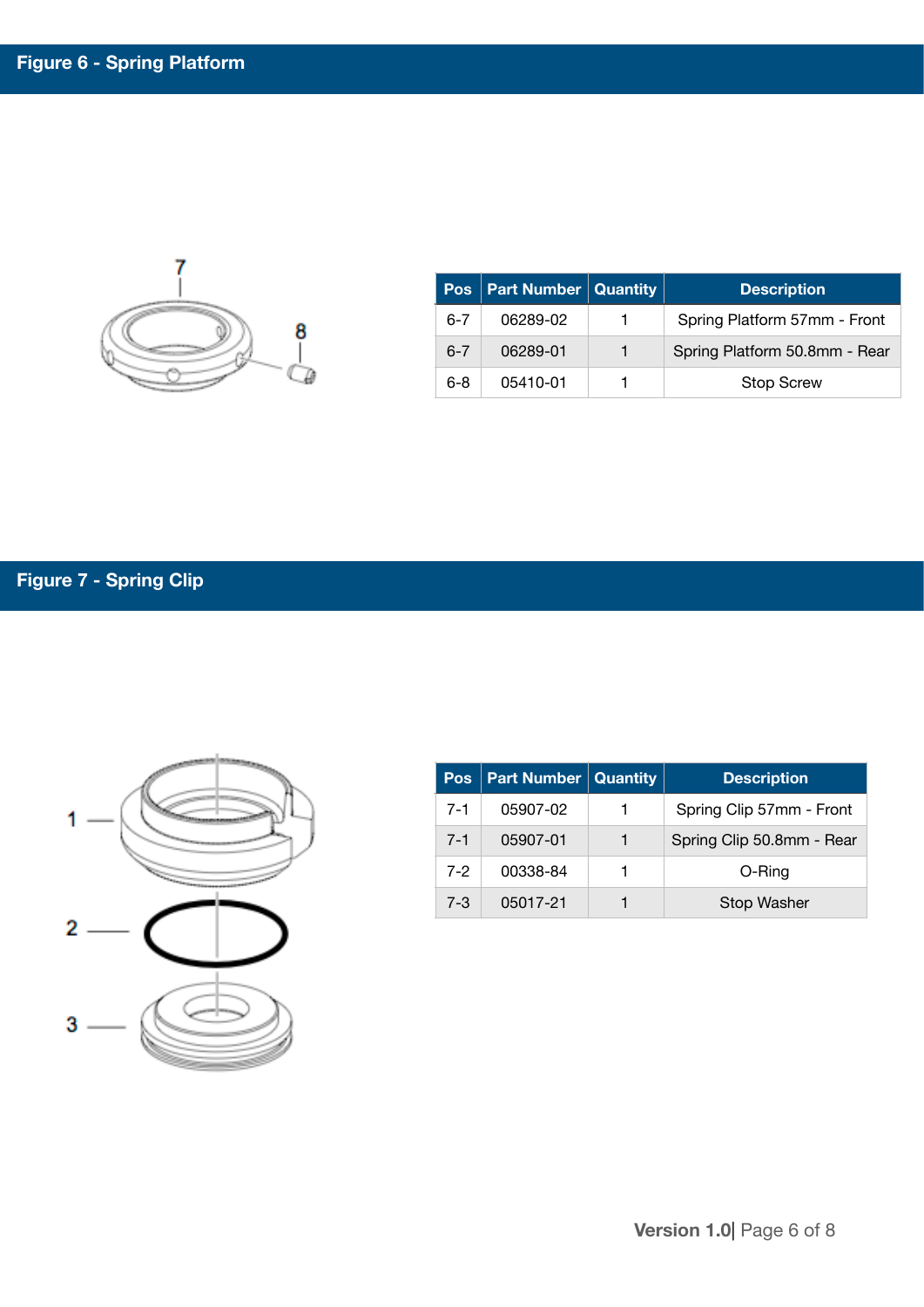## Figure 6 - Spring Platform

| Pos | Part Number | Quantity | Description |
|---|---|---|---|
| 6-7 | 06289-02 | 1 | Spring Platform 57mm - Front |
| 6-7 | 06289-01 | 1 | Spring Platform 50.8mm - Rear |
| 6-8 | 05410-01 | 1 | Stop Screw |

## Figure 7 - Spring Clip

| Pos | Part Number | Quantity | Description |
|---|---|---|---|
| 7-1 | 05907-02 | 1 | Spring Clip 57mm - Front |
| 7-1 | 05907-01 | 1 | Spring Clip 50.8mm - Rear |
| 7-2 | 00338-84 | 1 | O-Ring |
| 7-3 | 05017-21 | 1 | Stop Washer |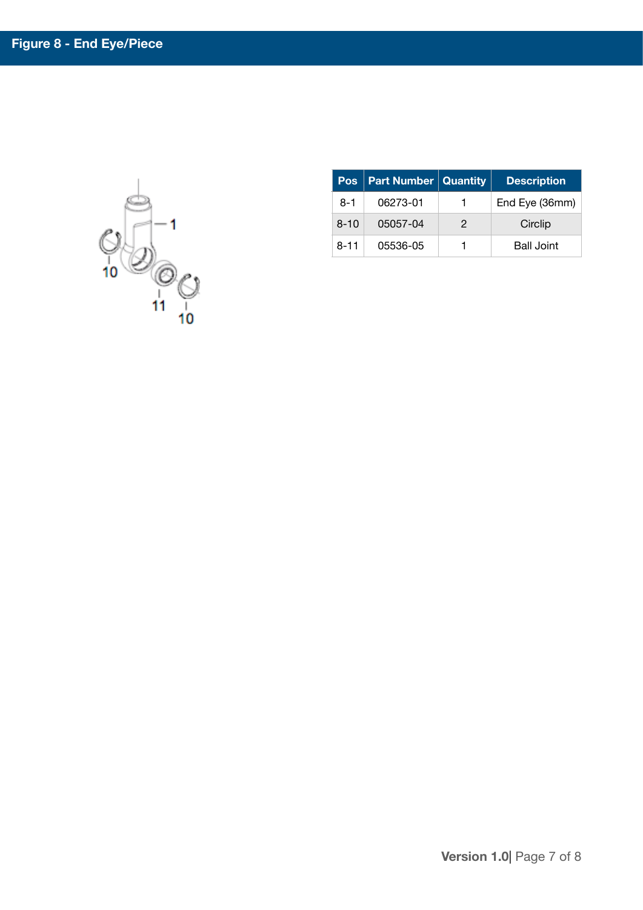## Figure 8 - End Eye/Piece

| Pos | Part Number | Quantity | Description |
|---|---|---|---|
| 8-1 | 06273-01 | 1 | End Eye (36mm) |
| 8-10 | 05057-04 | 2 | Circlip |
| 8-11 | 05536-05 | 1 | Ball Joint |

Version 1.0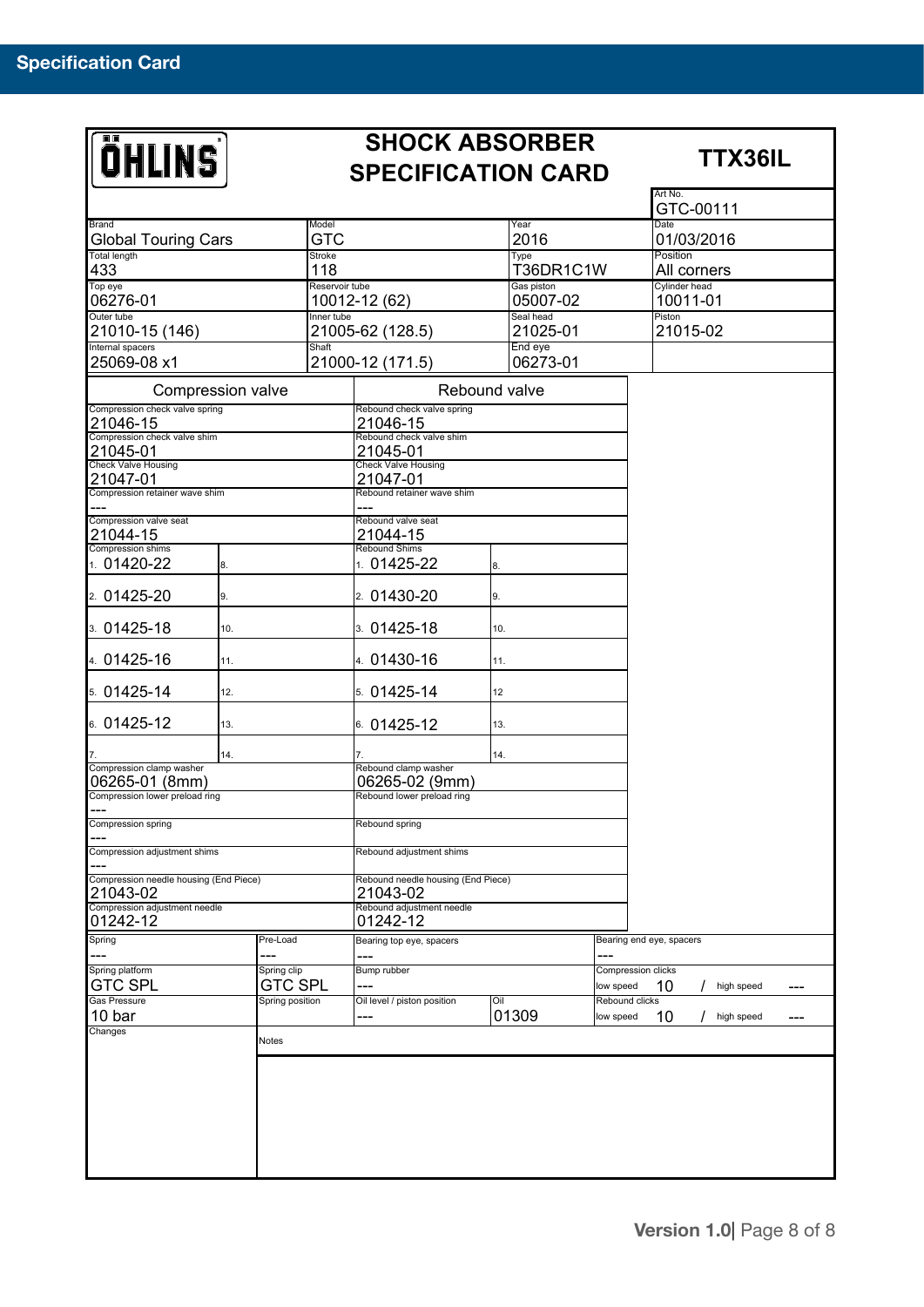## Specification Card

ÖHLINS

# SHOCK ABSORBER SPECIFICATION CARD

**TTX36IL**

| | | | |
|---|---|---|---|
| | | | Art No. GTC-00111 |
| Brand: Global Touring Cars | Model: GTC | Year: 2016 | Date: 01/03/2016 |
| Total length: 433 | Stroke: 118 | Type: T36DR1C1W | Position: All corners |
| Top eye: 06276-01 | Reservoir tube: 10012-12 (62) | Gas piston: 05007-02 | Cylinder head: 10011-01 |
| Outer tube: 21010-15 (146) | Inner tube: 21005-62 (128.5) | Seal head: 21025-01 | Piston: 21015-02 |
| Internal spacers: 25069-08 x1 | Shaft: 21000-12 (171.5) | End eye: 06273-01 | |

| Compression valve | | Rebound valve | |
|---|---|---|---|
| Compression check valve spring: 21046-15 | | Rebound check valve spring: 21046-15 | |
| Compression check valve shim: 21045-01 | | Rebound check valve shim: 21045-01 | |
| Check Valve Housing: 21047-01 | | Check Valve Housing: 21047-01 | |
| Compression retainer wave shim: --- | | Rebound retainer wave shim: --- | |
| Compression valve seat: 21044-15 | | Rebound valve seat: 21044-15 | |
| Compression shims | | Rebound Shims | |
| 1. 01420-22 | 8. | 1. 01425-22 | 8. |
| 2. 01425-20 | 9. | 2. 01430-20 | 9. |
| 3. 01425-18 | 10. | 3. 01425-18 | 10. |
| 4. 01425-16 | 11. | 4. 01430-16 | 11. |
| 5. 01425-14 | 12. | 5. 01425-14 | 12 |
| 6. 01425-12 | 13. | 6. 01425-12 | 13. |
| 7. | 14. | 7. | 14. |
| Compression clamp washer: 06265-01 (8mm) | | Rebound clamp washer: 06265-02 (9mm) | |
| Compression lower preload ring: --- | | Rebound lower preload ring | |
| Compression spring: --- | | Rebound spring | |
| Compression adjustment shims: --- | | Rebound adjustment shims | |
| Compression needle housing (End Piece): 21043-02 | | Rebound needle housing (End Piece): 21043-02 | |
| Compression adjustment needle: 01242-12 | | Rebound adjustment needle: 01242-12 | |

| | | | | |
|---|---|---|---|---|
| Spring: --- | Pre-Load: --- | Bearing top eye, spacers: --- | | Bearing end eye, spacers: --- |
| Spring platform: GTC SPL | Spring clip: GTC SPL | Bump rubber: --- | | Compression clicks: low speed 10 / high speed --- |
| Gas Pressure: 10 bar | Spring position | Oil level / piston position: --- | Oil: 01309 | Rebound clicks: low speed 10 / high speed --- |
| Changes | Notes | | | |